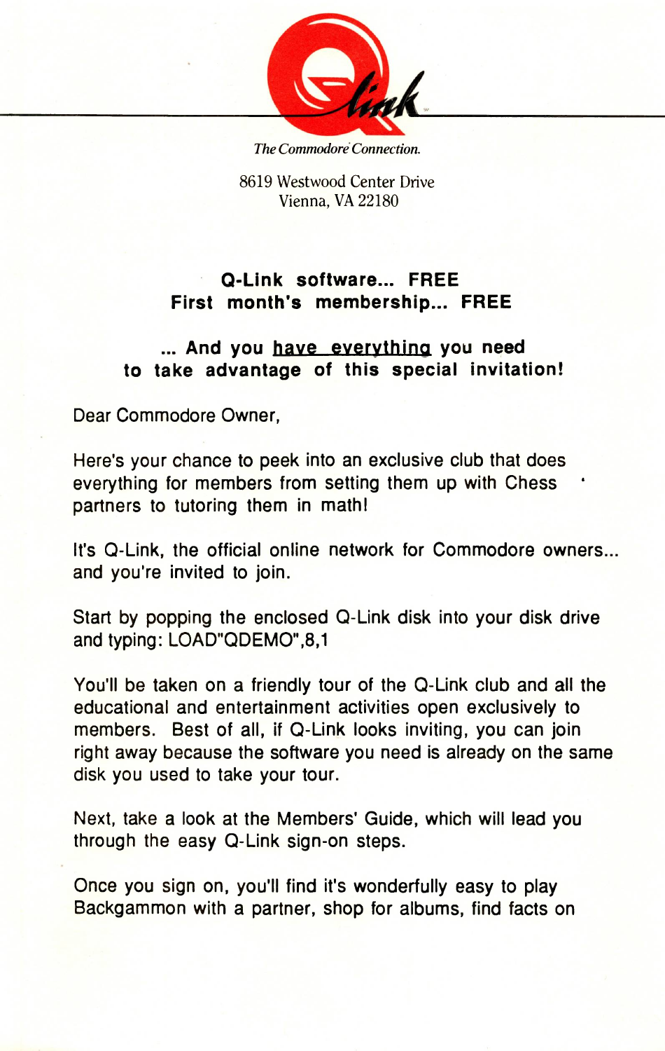Q-Link

*The Commodore Connection.*

8619 Westwood Center Drive
Vienna, VA 22180

**Q-Link software... FREE**
**First month's membership... FREE**

**... And you have everything you need to take advantage of this special invitation!**

Dear Commodore Owner,

Here's your chance to peek into an exclusive club that does everything for members from setting them up with Chess partners to tutoring them in math!

It's Q-Link, the official online network for Commodore owners... and you're invited to join.

Start by popping the enclosed Q-Link disk into your disk drive and typing: LOAD"QDEMO",8,1

You'll be taken on a friendly tour of the Q-Link club and all the educational and entertainment activities open exclusively to members. Best of all, if Q-Link looks inviting, you can join right away because the software you need is already on the same disk you used to take your tour.

Next, take a look at the Members' Guide, which will lead you through the easy Q-Link sign-on steps.

Once you sign on, you'll find it's wonderfully easy to play Backgammon with a partner, shop for albums, find facts on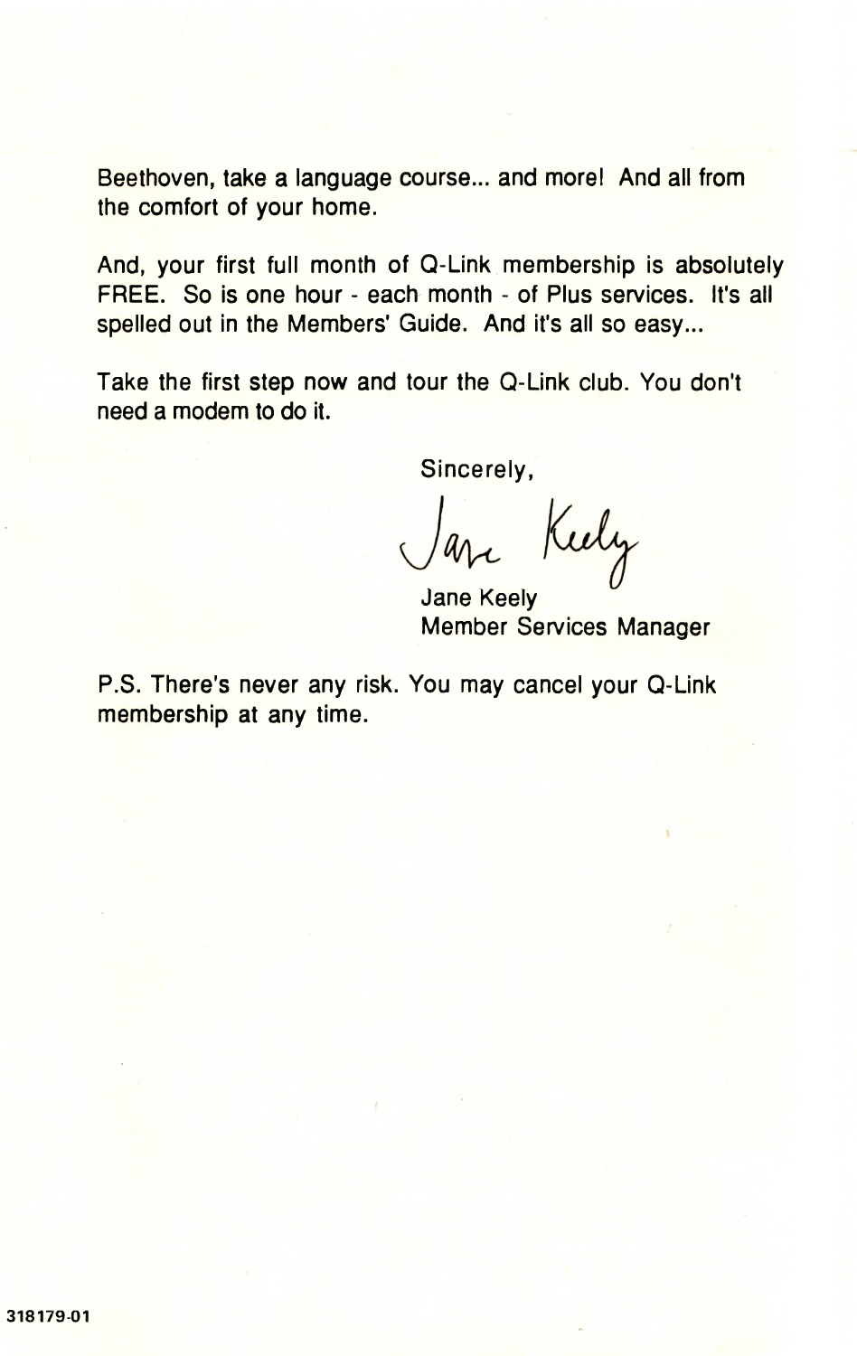Beethoven, take a language course... and more! And all from the comfort of your home.

And, your first full month of Q-Link membership is absolutely FREE. So is one hour - each month - of Plus services. It's all spelled out in the Members' Guide. And it's all so easy...

Take the first step now and tour the Q-Link club. You don't need a modem to do it.

Sincerely,

Jane Keely

Jane Keely
Member Services Manager

P.S. There's never any risk. You may cancel your Q-Link membership at any time.

318179-01